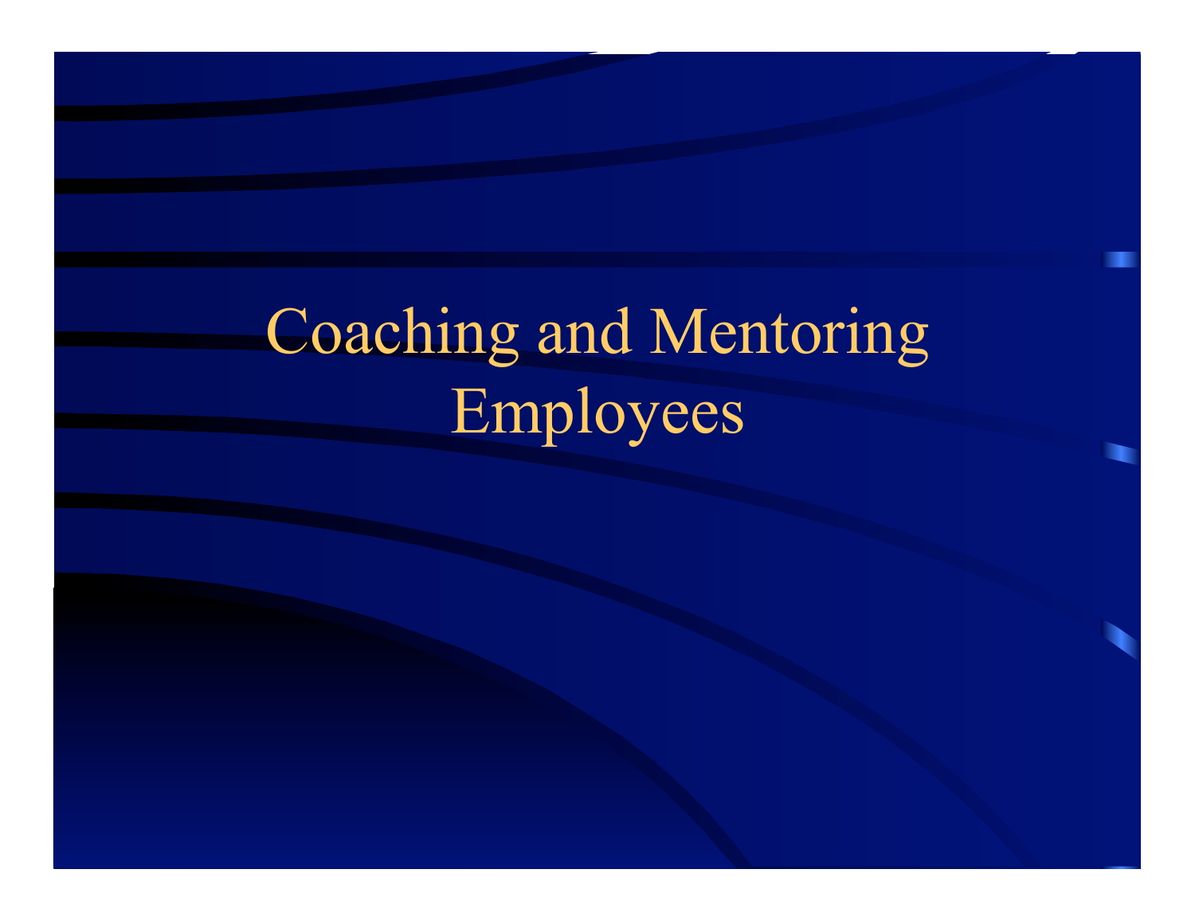# Coaching and Mentoring Employees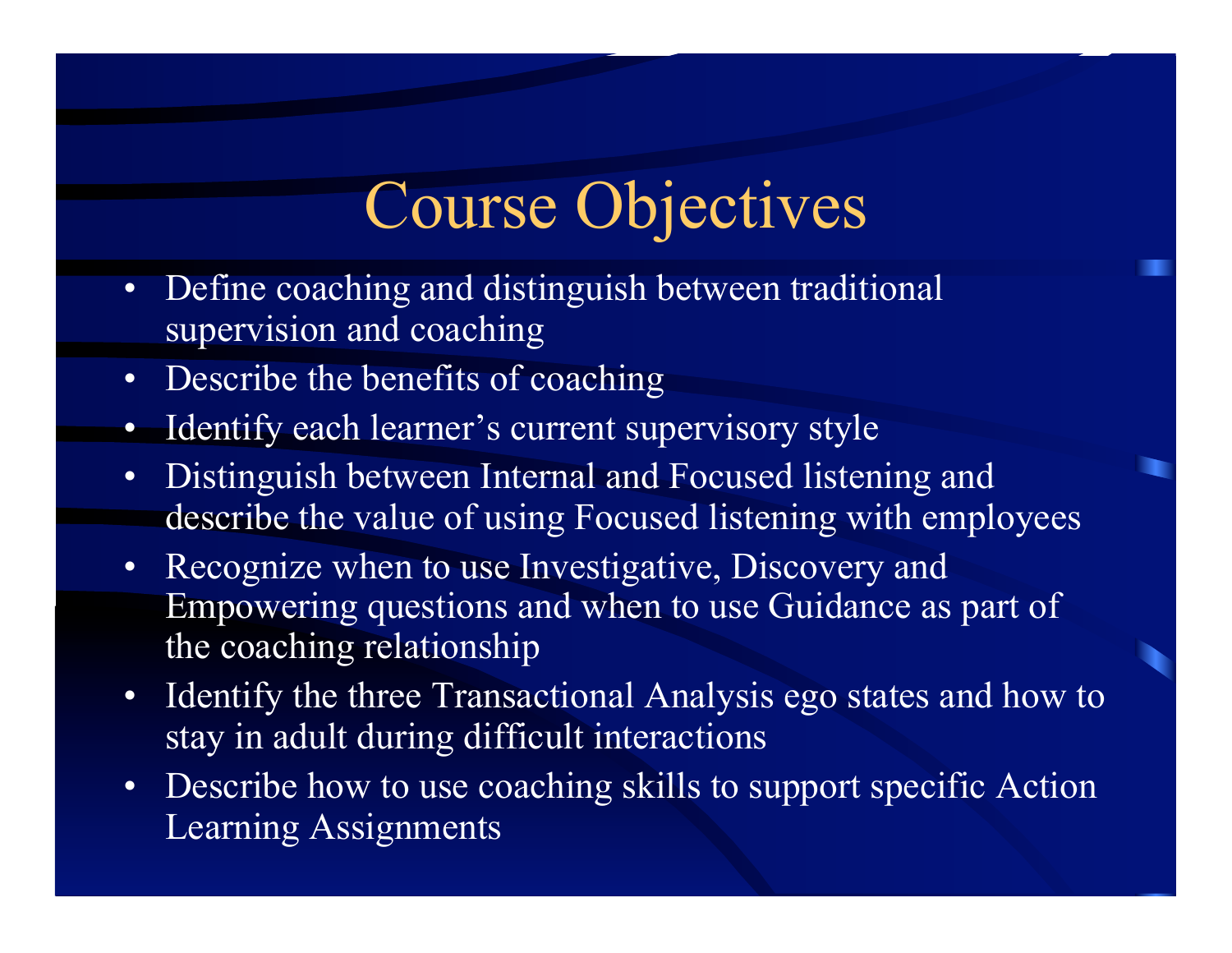# Course Objectives

- Define coaching and distinguish between traditional supervision and coaching
- Describe the benefits of coaching
- Identify each learner's current supervisory style
- Distinguish between Internal and Focused listening and describe the value of using Focused listening with employees
- Recognize when to use Investigative, Discovery and Empowering questions and when to use Guidance as part of the coaching relationship
- Identify the three Transactional Analysis ego states and how to stay in adult during difficult interactions
- Describe how to use coaching skills to support specific Action Learning Assignments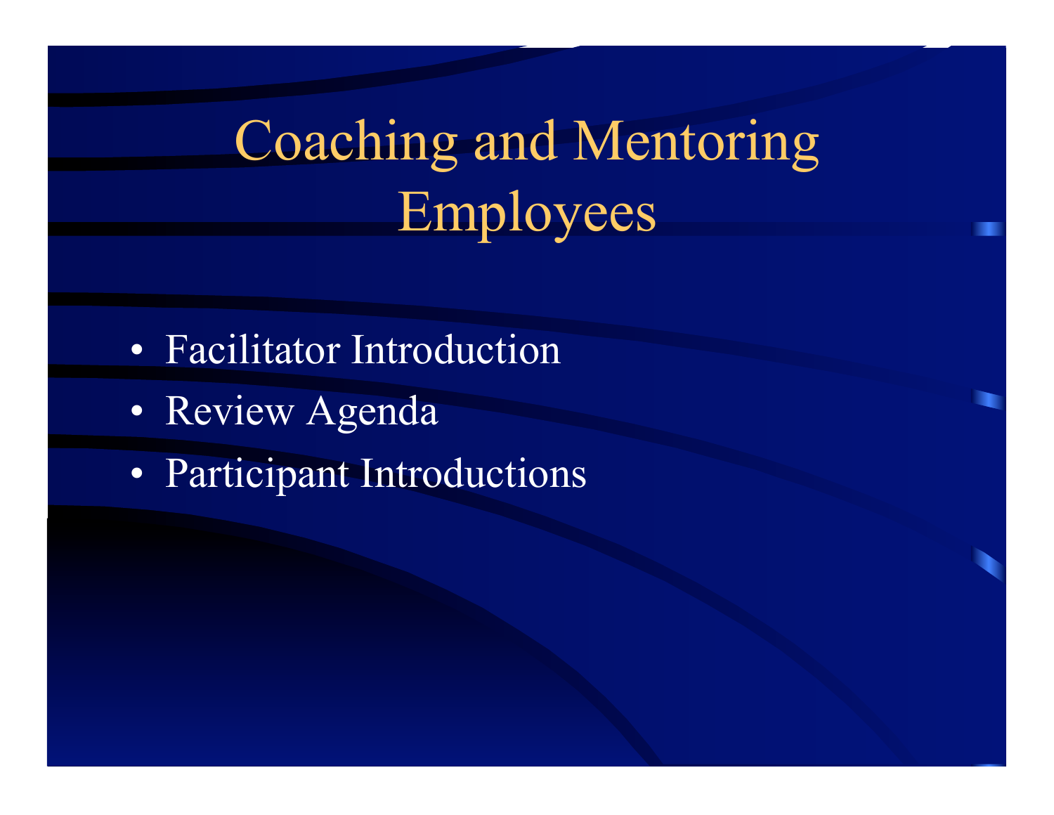# Coaching and Mentoring Employees

- Facilitator Introduction
- Review Agenda
- Participant Introductions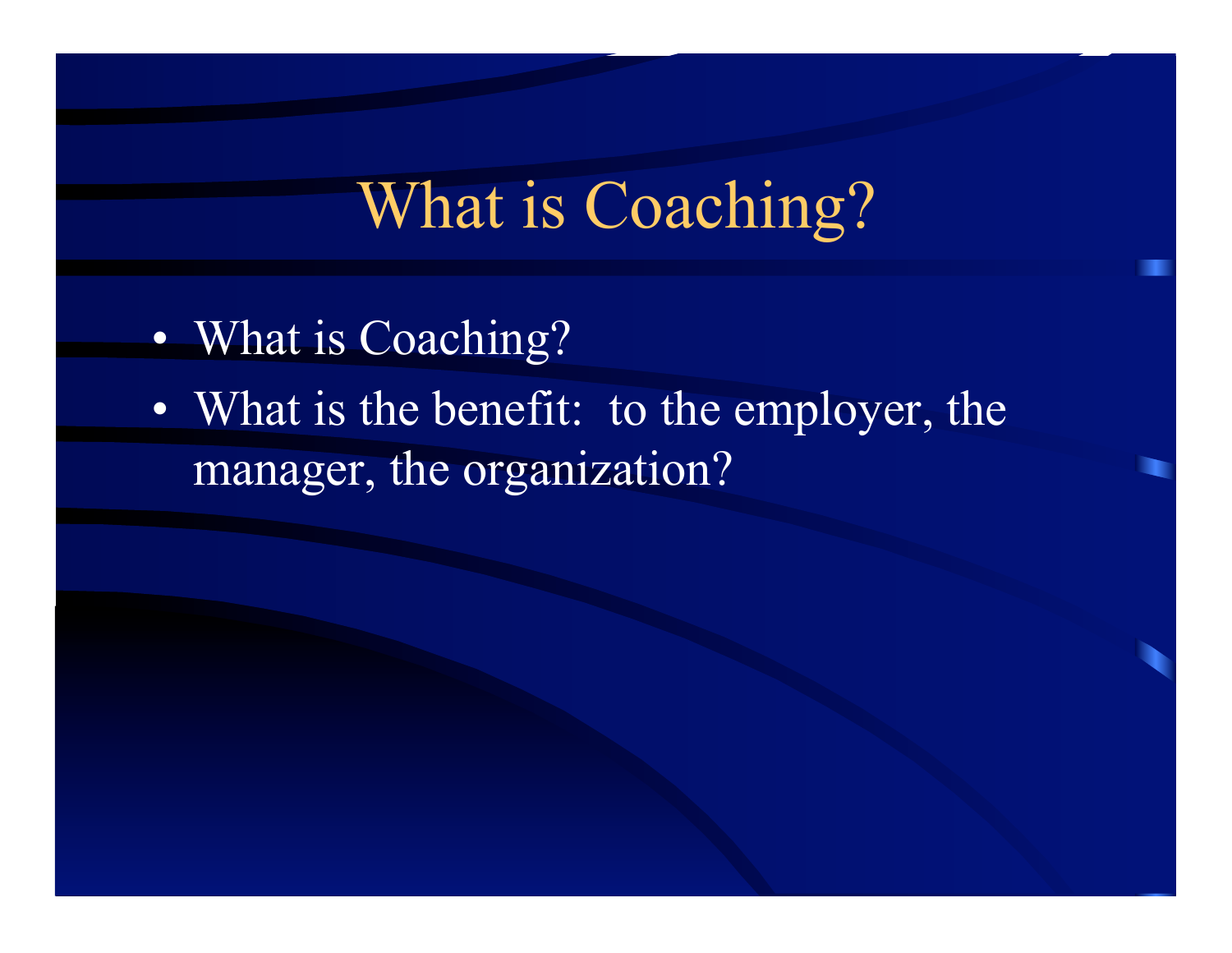# What is Coaching?

- What is Coaching?
- What is the benefit:  to the employer, the manager, the organization?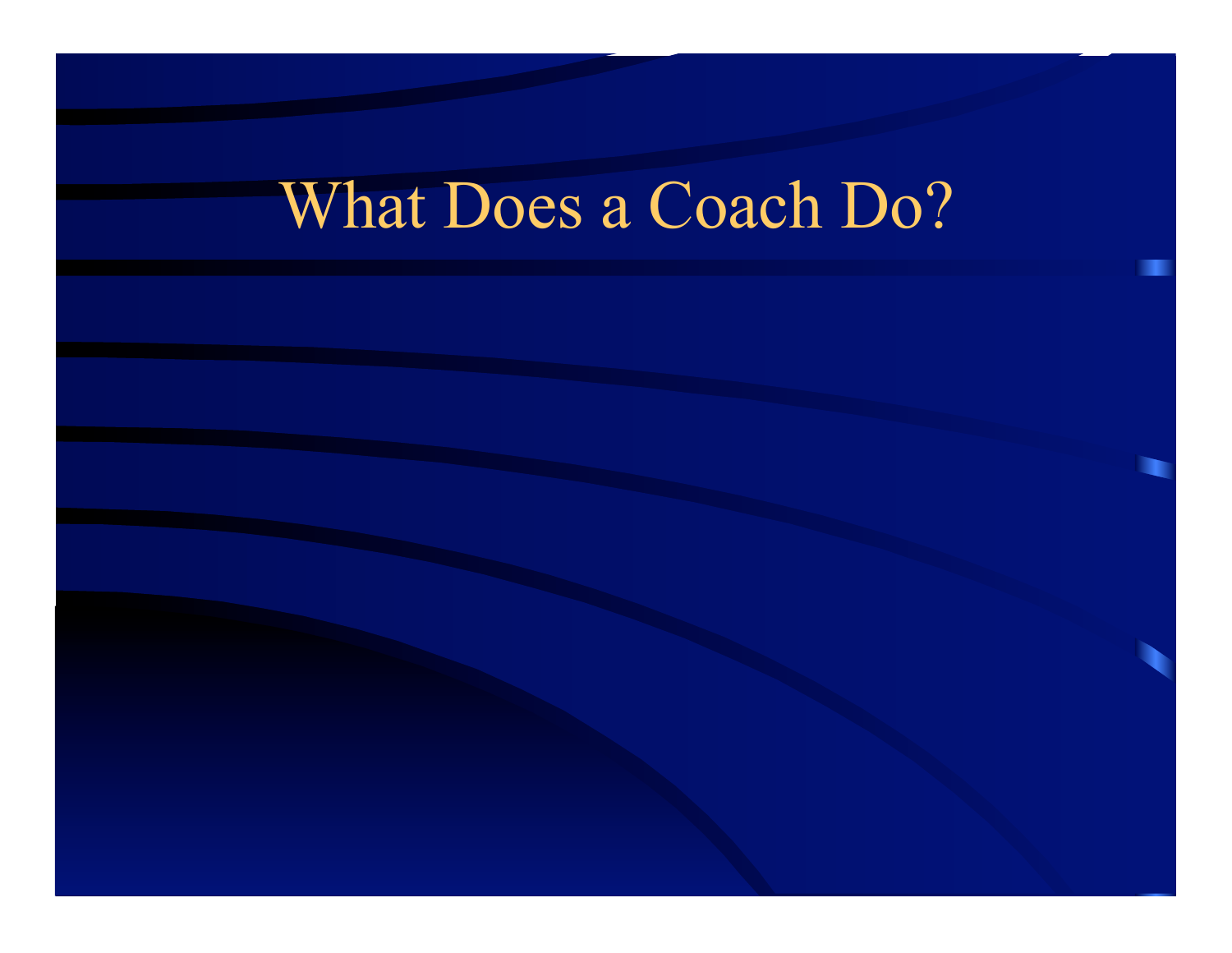# What Does a Coach Do?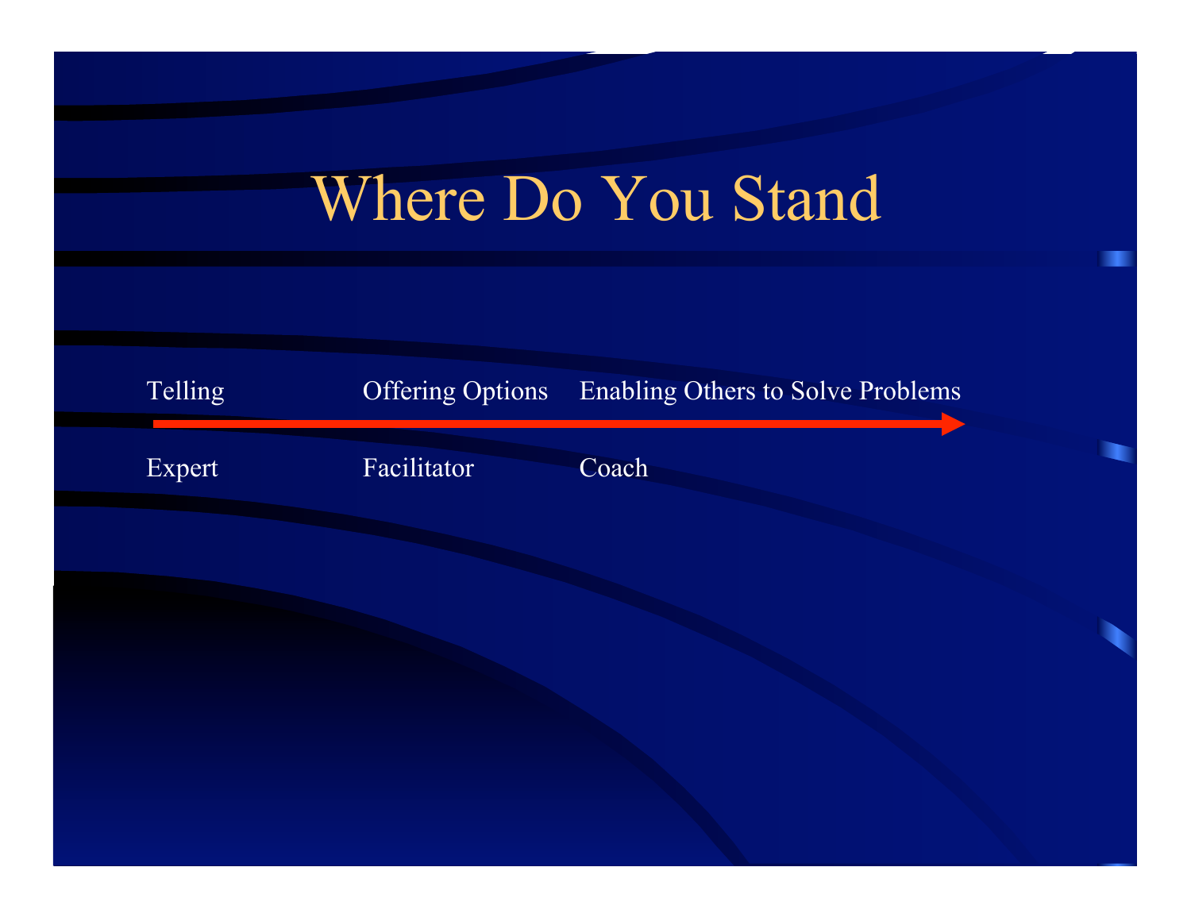# Where Do You Stand

| Telling | Offering Options | Enabling Others to Solve Problems |
|---|---|---|
| Expert | Facilitator | Coach |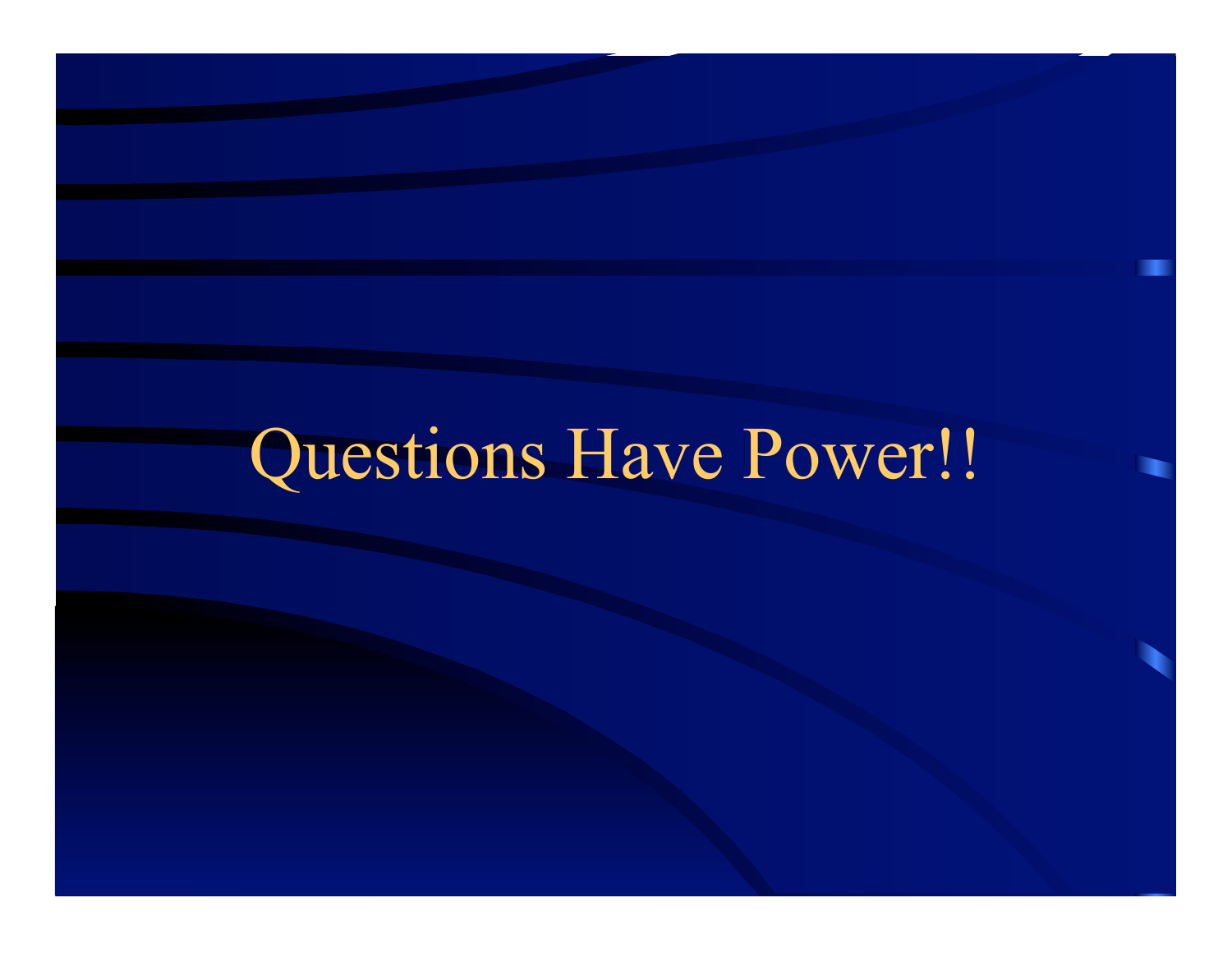# Questions Have Power!!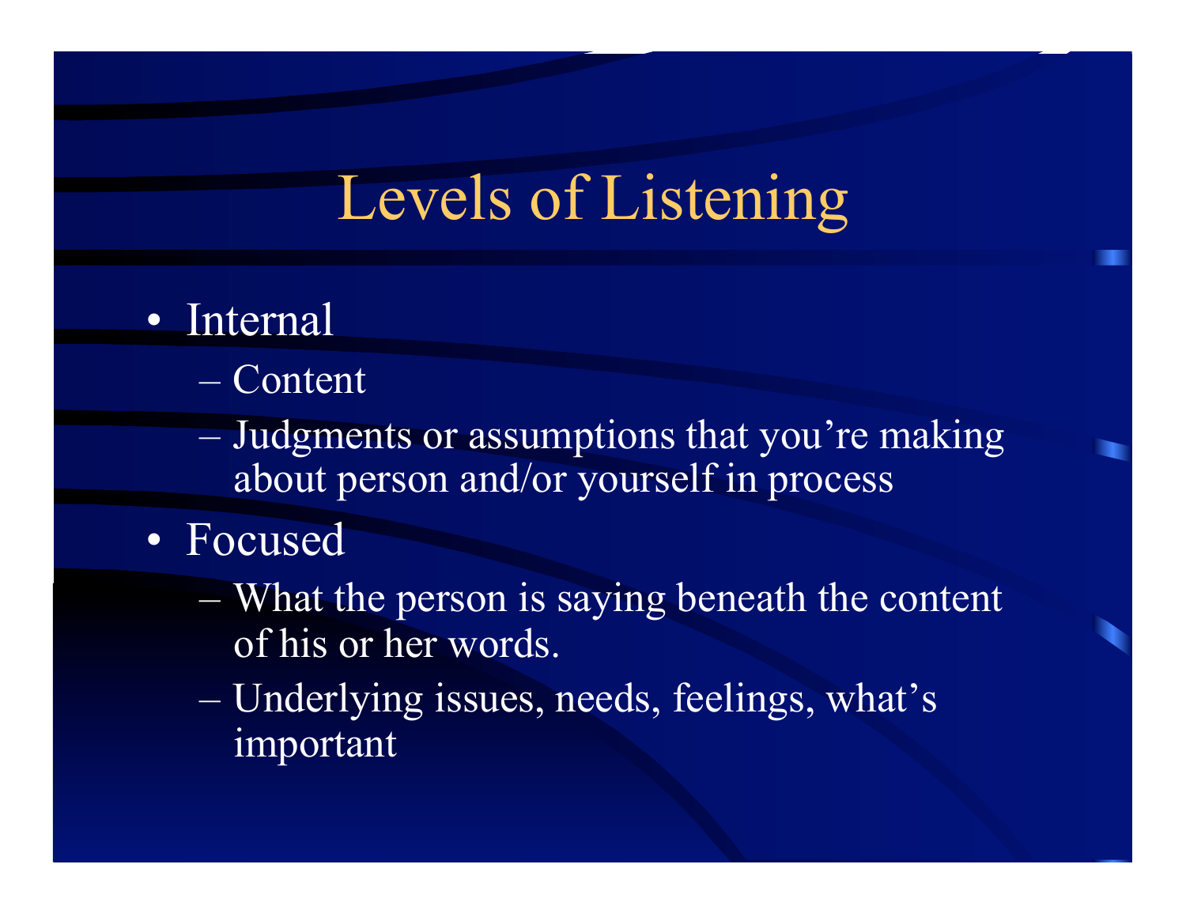# Levels of Listening

- Internal
  - Content
  - Judgments or assumptions that you're making about person and/or yourself in process
- Focused
  - What the person is saying beneath the content of his or her words.
  - Underlying issues, needs, feelings, what's important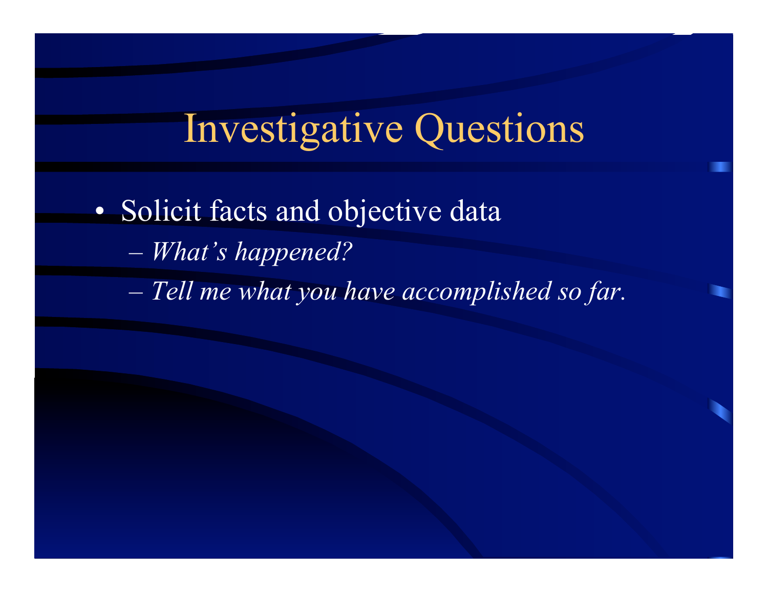# Investigative Questions

- Solicit facts and objective data
  - *What's happened?*
  - *Tell me what you have accomplished so far.*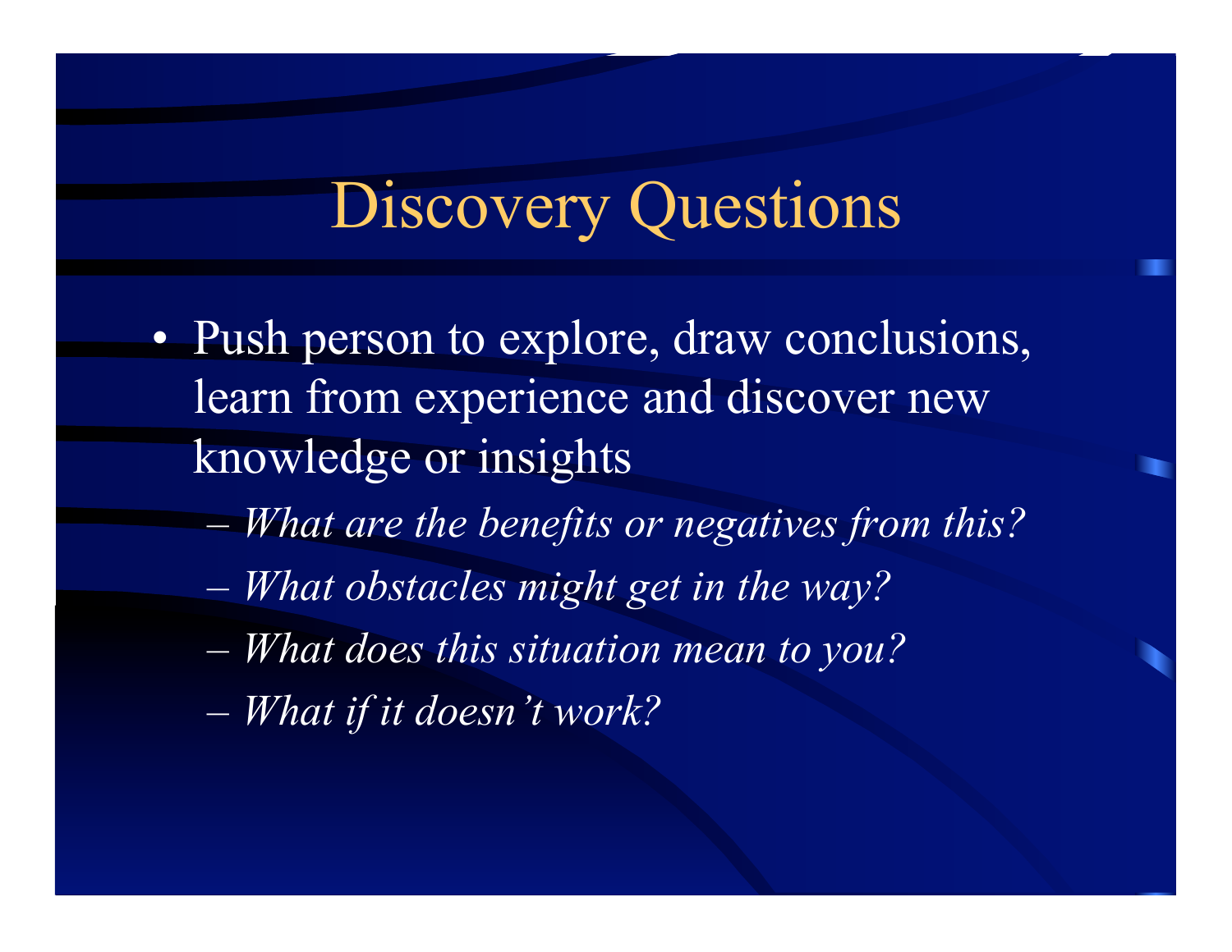# Discovery Questions

- Push person to explore, draw conclusions, learn from experience and discover new knowledge or insights
  - *What are the benefits or negatives from this?*
  - *What obstacles might get in the way?*
  - *What does this situation mean to you?*
  - *What if it doesn't work?*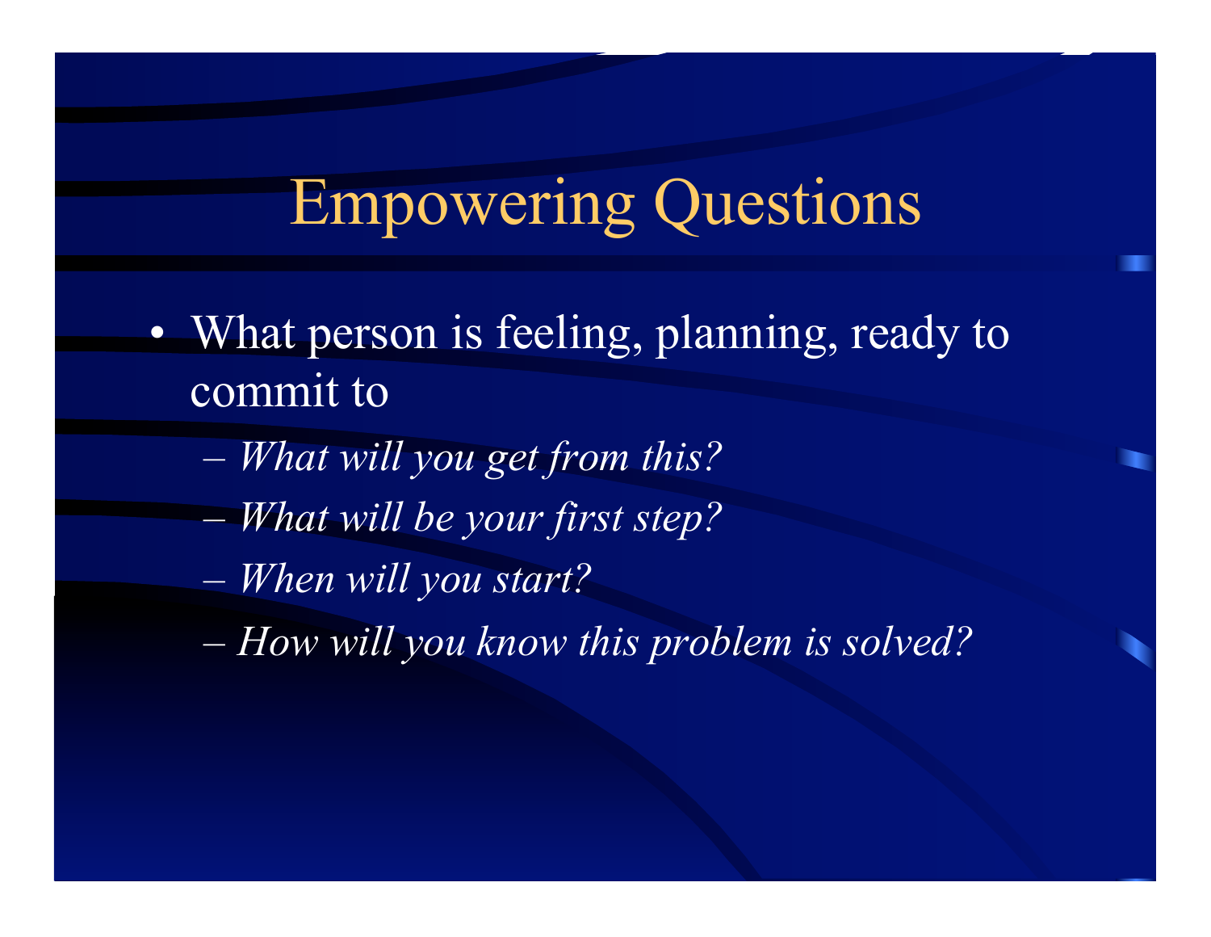# Empowering Questions

- What person is feeling, planning, ready to commit to
  - *What will you get from this?*
  - *What will be your first step?*
  - *When will you start?*
  - *How will you know this problem is solved?*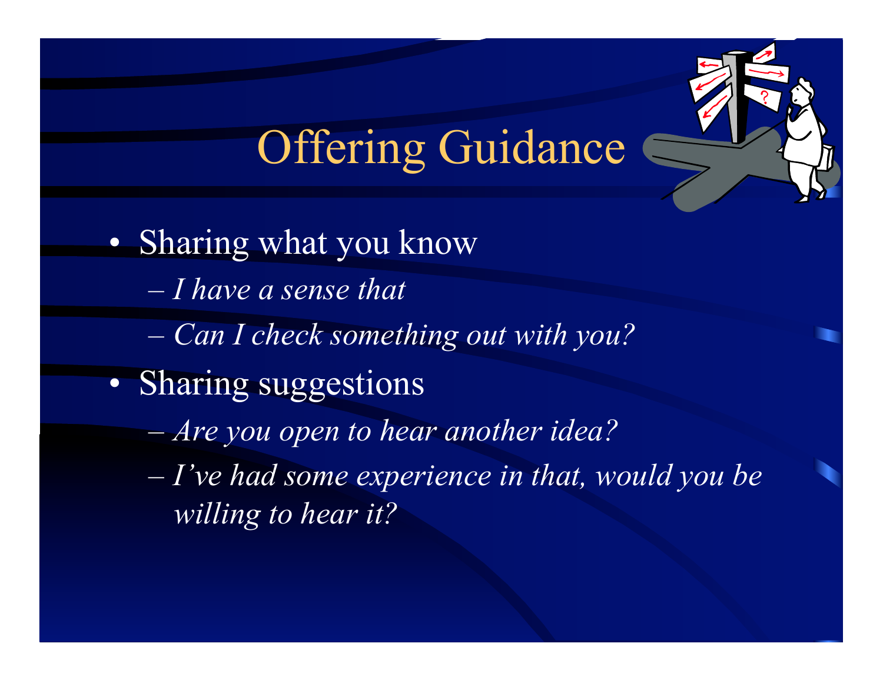# Offering Guidance

- Sharing what you know
  - *I have a sense that*
  - *Can I check something out with you?*
- Sharing suggestions
  - *Are you open to hear another idea?*
  - *I've had some experience in that, would you be willing to hear it?*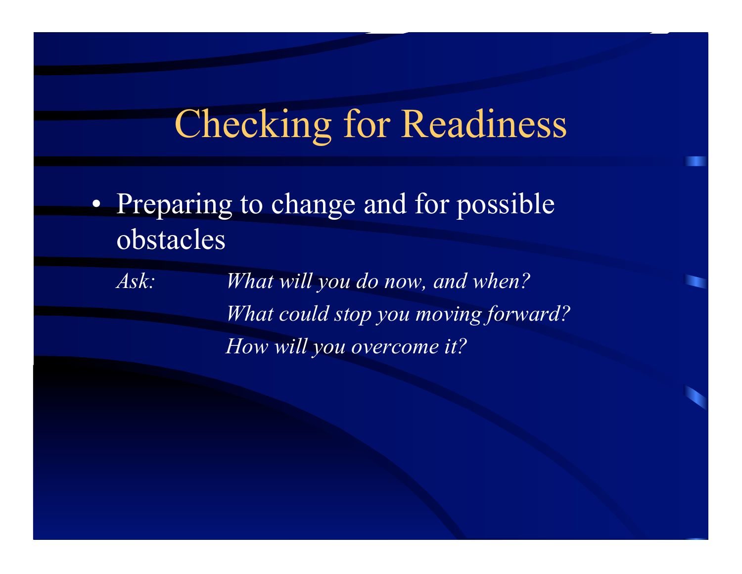# Checking for Readiness

- Preparing to change and for possible obstacles

*Ask:* *What will you do now, and when?*
*What could stop you moving forward?*
*How will you overcome it?*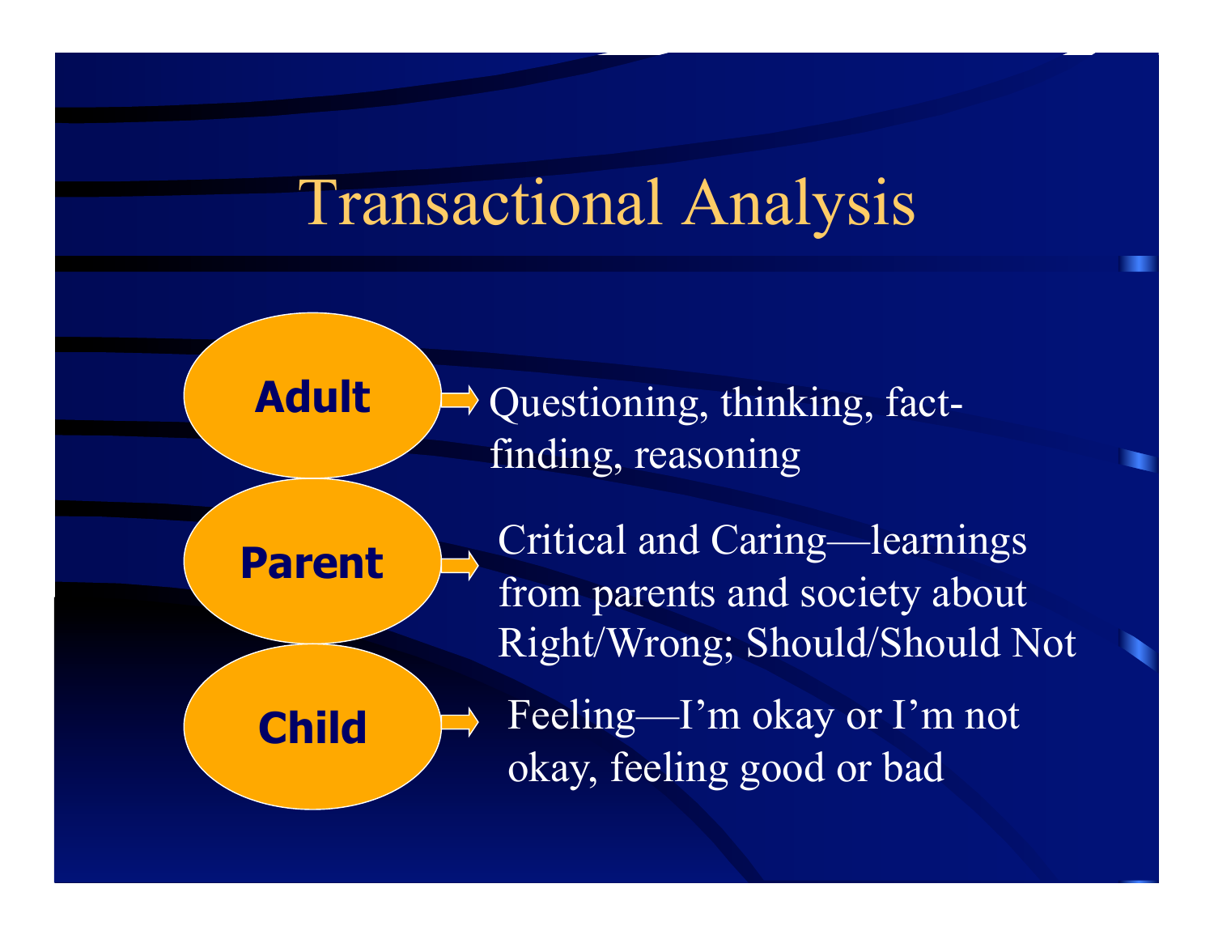# Transactional Analysis

- **Adult** → Questioning, thinking, fact-finding, reasoning
- **Parent** → Critical and Caring—learnings from parents and society about Right/Wrong; Should/Should Not
- **Child** → Feeling—I'm okay or I'm not okay, feeling good or bad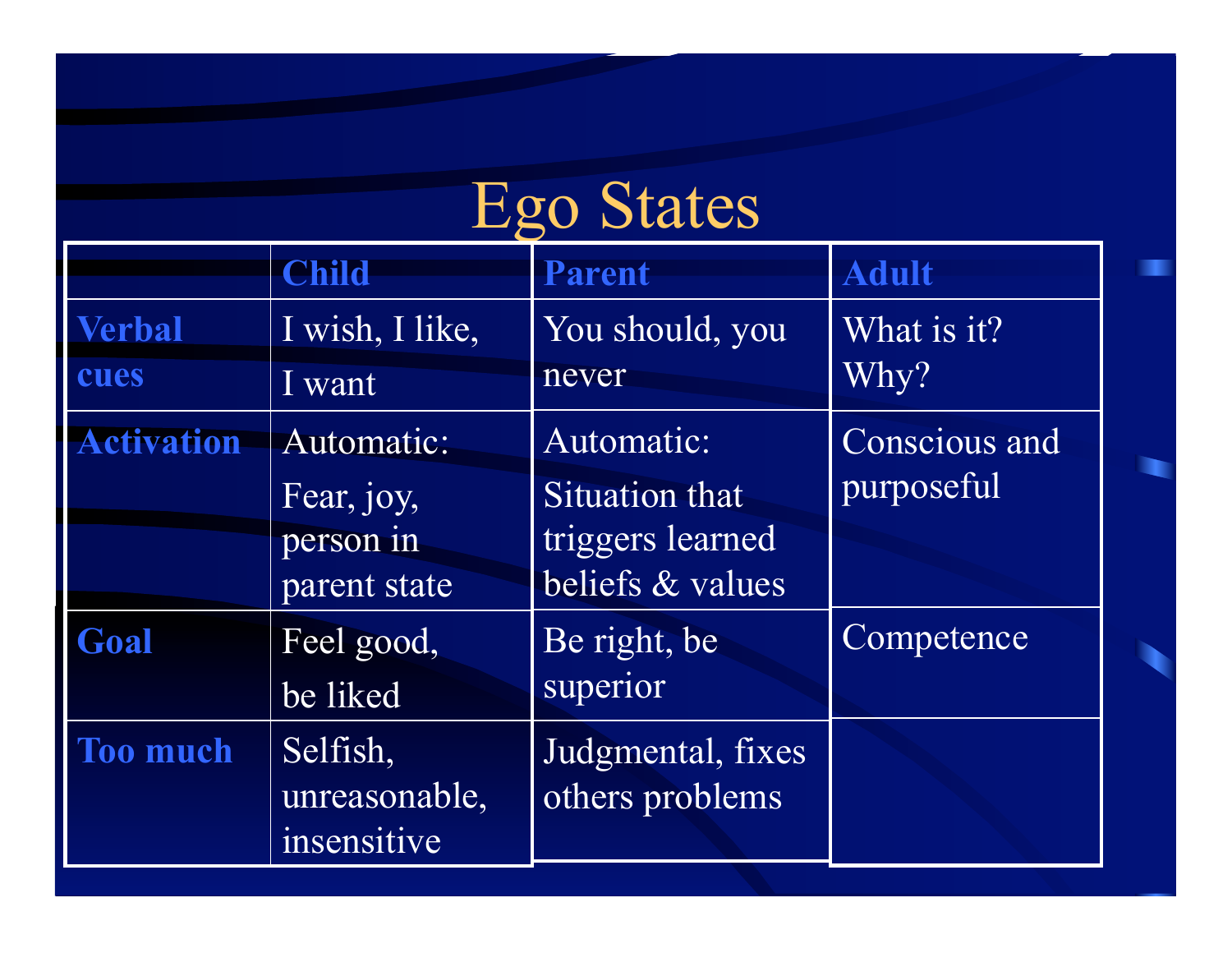# Ego States

| | Child | Parent | Adult |
|---|---|---|---|
| **Verbal cues** | I wish, I like, I want | You should, you never | What is it? Why? |
| **Activation** | Automatic: Fear, joy, person in parent state | Automatic: Situation that triggers learned beliefs & values | Conscious and purposeful |
| **Goal** | Feel good, be liked | Be right, be superior | Competence |
| **Too much** | Selfish, unreasonable, insensitive | Judgmental, fixes others problems | |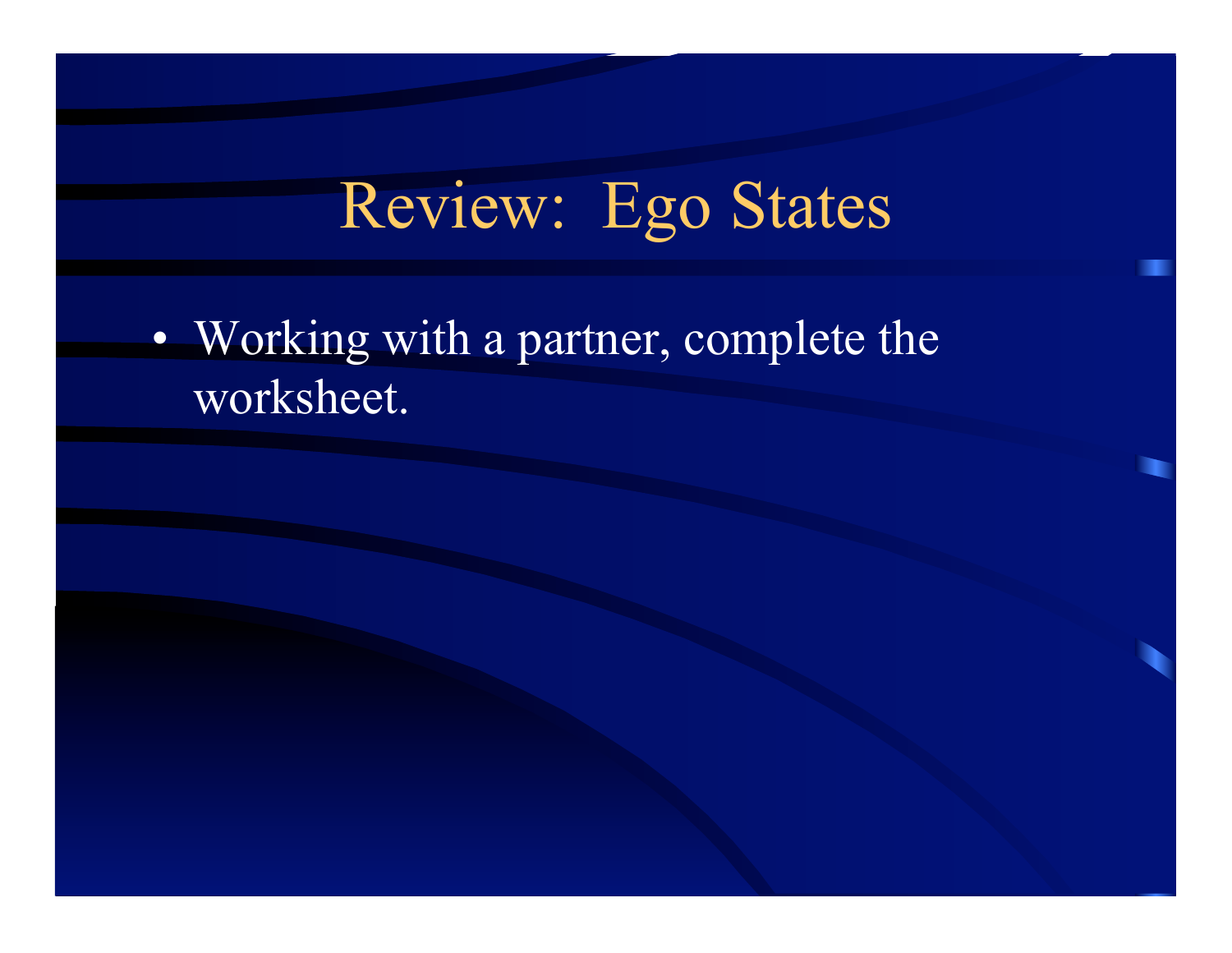# Review: Ego States

- Working with a partner, complete the worksheet.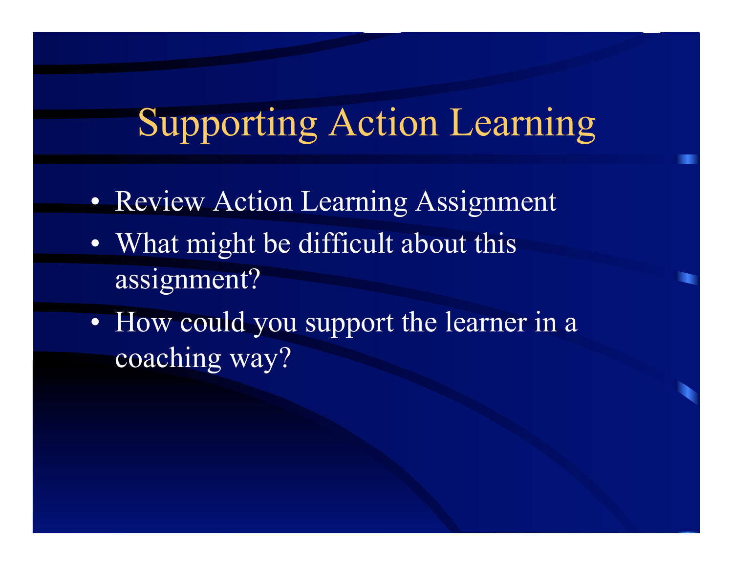# Supporting Action Learning

- Review Action Learning Assignment
- What might be difficult about this assignment?
- How could you support the learner in a coaching way?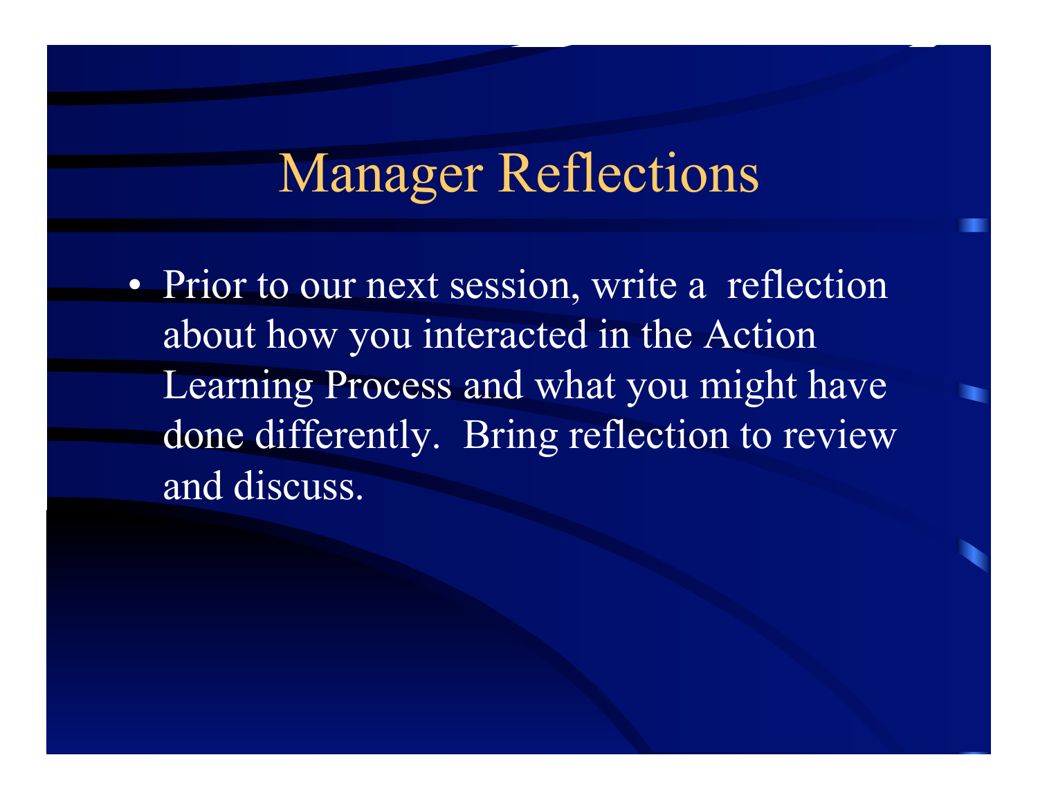# Manager Reflections

- Prior to our next session, write a reflection about how you interacted in the Action Learning Process and what you might have done differently. Bring reflection to review and discuss.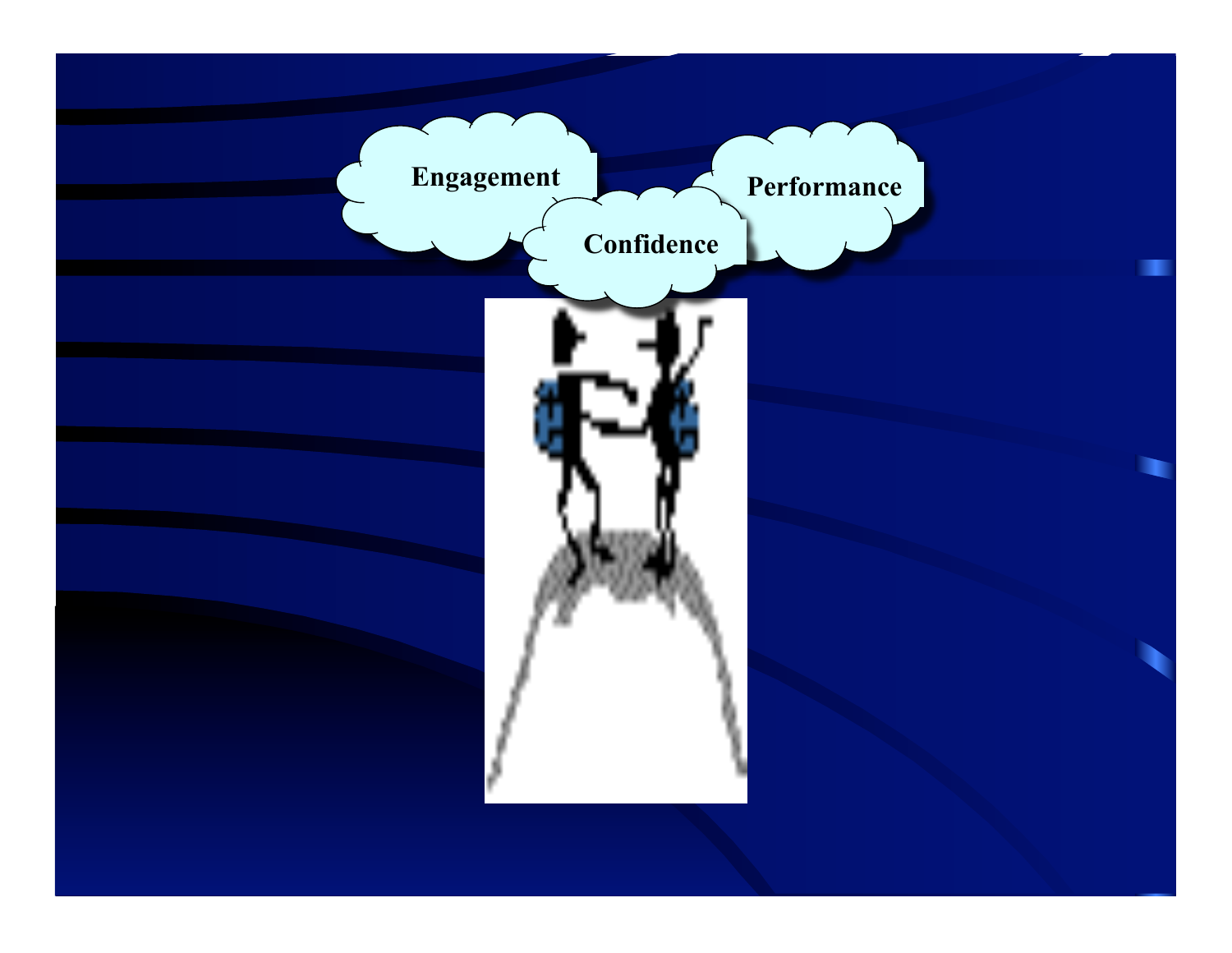Engagement

Confidence

Performance